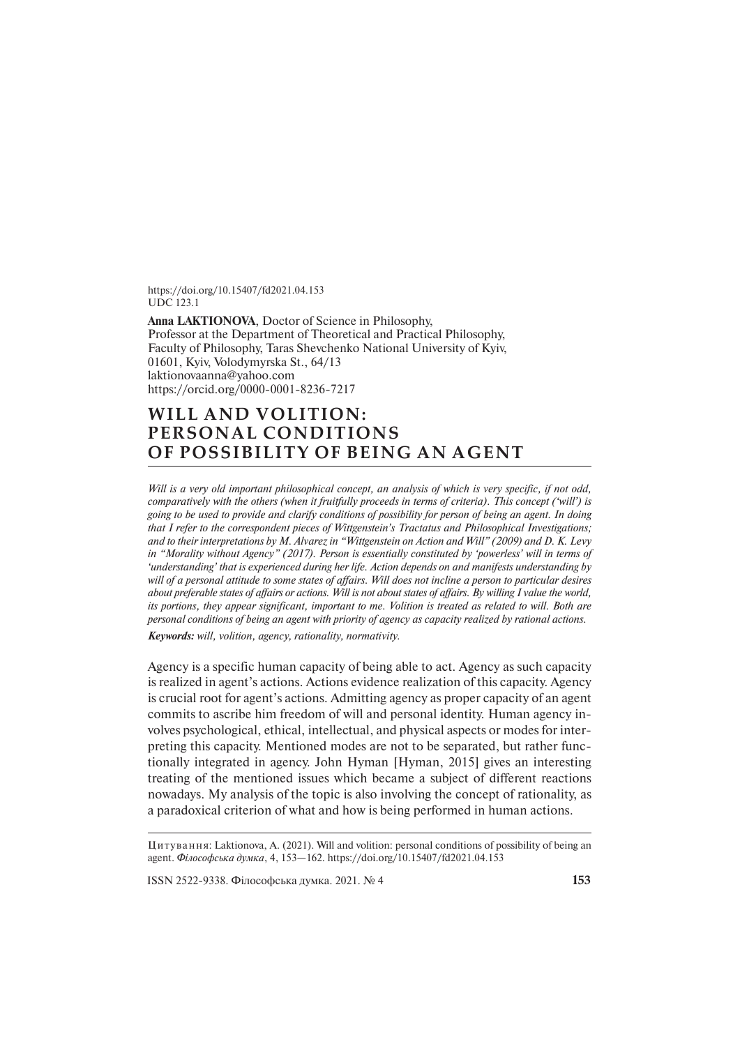https://doi.org/10.15407/fd2021.04.153
UDC 123.1

**Anna LAKTIONOVA**, Doctor of Science in Philosophy,
Professor at the Department of Theoretical and Practical Philosophy,
Faculty of Philosophy, Taras Shevchenko National University of Kyiv,
01601, Kyiv, Volodymyrska St., 64/13
laktionovaanna@yahoo.com
https://orcid.org/0000-0001-8236-7217

# WILL AND VOLITION: PERSONAL CONDITIONS OF POSSIBILITY OF BEING AN AGENT

*Will is a very old important philosophical concept, an analysis of which is very specific, if not odd, comparatively with the others (when it fruitfully proceeds in terms of criteria). This concept ('will') is going to be used to provide and clarify conditions of possibility for person of being an agent. In doing that I refer to the correspondent pieces of Wittgenstein's Tractatus and Philosophical Investigations; and to their interpretations by M. Alvarez in "Wittgenstein on Action and Will" (2009) and D. K. Levy in "Morality without Agency" (2017). Person is essentially constituted by 'powerless' will in terms of 'understanding' that is experienced during her life. Action depends on and manifests understanding by will of a personal attitude to some states of affairs. Will does not incline a person to particular desires about preferable states of affairs or actions. Will is not about states of affairs. By willing I value the world, its portions, they appear significant, important to me. Volition is treated as related to will. Both are personal conditions of being an agent with priority of agency as capacity realized by rational actions.*

***Keywords:*** *will, volition, agency, rationality, normativity.*

Agency is a specific human capacity of being able to act. Agency as such capacity is realized in agent's actions. Actions evidence realization of this capacity. Agency is crucial root for agent's actions. Admitting agency as proper capacity of an agent commits to ascribe him freedom of will and personal identity. Human agency involves psychological, ethical, intellectual, and physical aspects or modes for interpreting this capacity. Mentioned modes are not to be separated, but rather functionally integrated in agency. John Hyman [Hyman, 2015] gives an interesting treating of the mentioned issues which became a subject of different reactions nowadays. My analysis of the topic is also involving the concept of rationality, as a paradoxical criterion of what and how is being performed in human actions.

Цитування: Laktionova, A. (2021). Will and volition: personal conditions of possibility of being an agent. *Філософська думка*, 4, 153—162. https://doi.org/10.15407/fd2021.04.153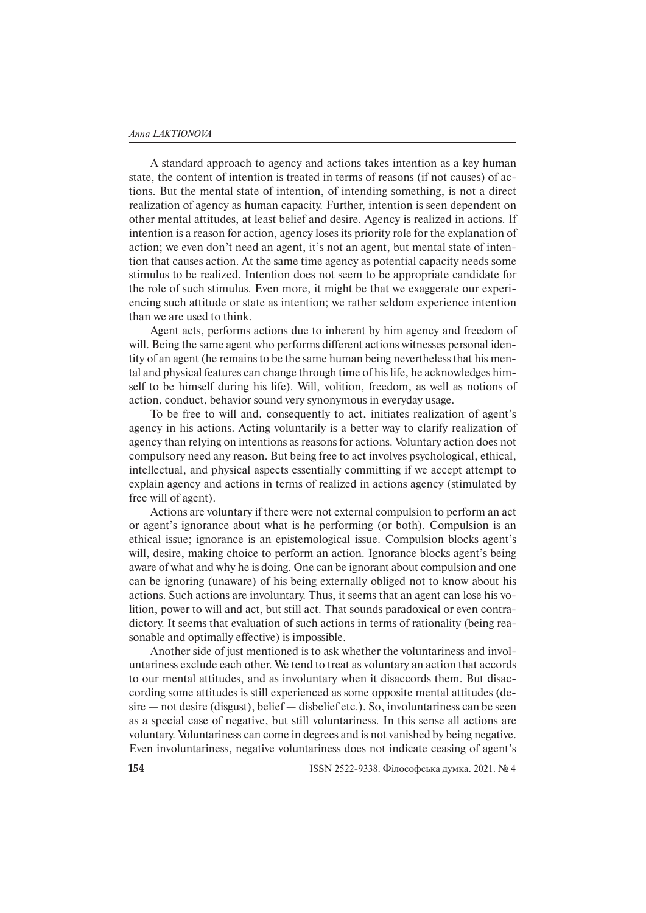A standard approach to agency and actions takes intention as a key human state, the content of intention is treated in terms of reasons (if not causes) of actions. But the mental state of intention, of intending something, is not a direct realization of agency as human capacity. Further, intention is seen dependent on other mental attitudes, at least belief and desire. Agency is realized in actions. If intention is a reason for action, agency loses its priority role for the explanation of action; we even don't need an agent, it's not an agent, but mental state of intention that causes action. At the same time agency as potential capacity needs some stimulus to be realized. Intention does not seem to be appropriate candidate for the role of such stimulus. Even more, it might be that we exaggerate our experiencing such attitude or state as intention; we rather seldom experience intention than we are used to think.

Agent acts, performs actions due to inherent by him agency and freedom of will. Being the same agent who performs different actions witnesses personal identity of an agent (he remains to be the same human being nevertheless that his mental and physical features can change through time of his life, he acknowledges himself to be himself during his life). Will, volition, freedom, as well as notions of action, conduct, behavior sound very synonymous in everyday usage.

To be free to will and, consequently to act, initiates realization of agent's agency in his actions. Acting voluntarily is a better way to clarify realization of agency than relying on intentions as reasons for actions. Voluntary action does not compulsory need any reason. But being free to act involves psychological, ethical, intellectual, and physical aspects essentially committing if we accept attempt to explain agency and actions in terms of realized in actions agency (stimulated by free will of agent).

Actions are voluntary if there were not external compulsion to perform an act or agent's ignorance about what is he performing (or both). Compulsion is an ethical issue; ignorance is an epistemological issue. Compulsion blocks agent's will, desire, making choice to perform an action. Ignorance blocks agent's being aware of what and why he is doing. One can be ignorant about compulsion and one can be ignoring (unaware) of his being externally obliged not to know about his actions. Such actions are involuntary. Thus, it seems that an agent can lose his volition, power to will and act, but still act. That sounds paradoxical or even contradictory. It seems that evaluation of such actions in terms of rationality (being reasonable and optimally effective) is impossible.

Another side of just mentioned is to ask whether the voluntariness and involuntariness exclude each other. We tend to treat as voluntary an action that accords to our mental attitudes, and as involuntary when it disaccords them. But disaccording some attitudes is still experienced as some opposite mental attitudes (desire — not desire (disgust), belief — disbelief etc.). So, involuntariness can be seen as a special case of negative, but still voluntariness. In this sense all actions are voluntary. Voluntariness can come in degrees and is not vanished by being negative. Even involuntariness, negative voluntariness does not indicate ceasing of agent's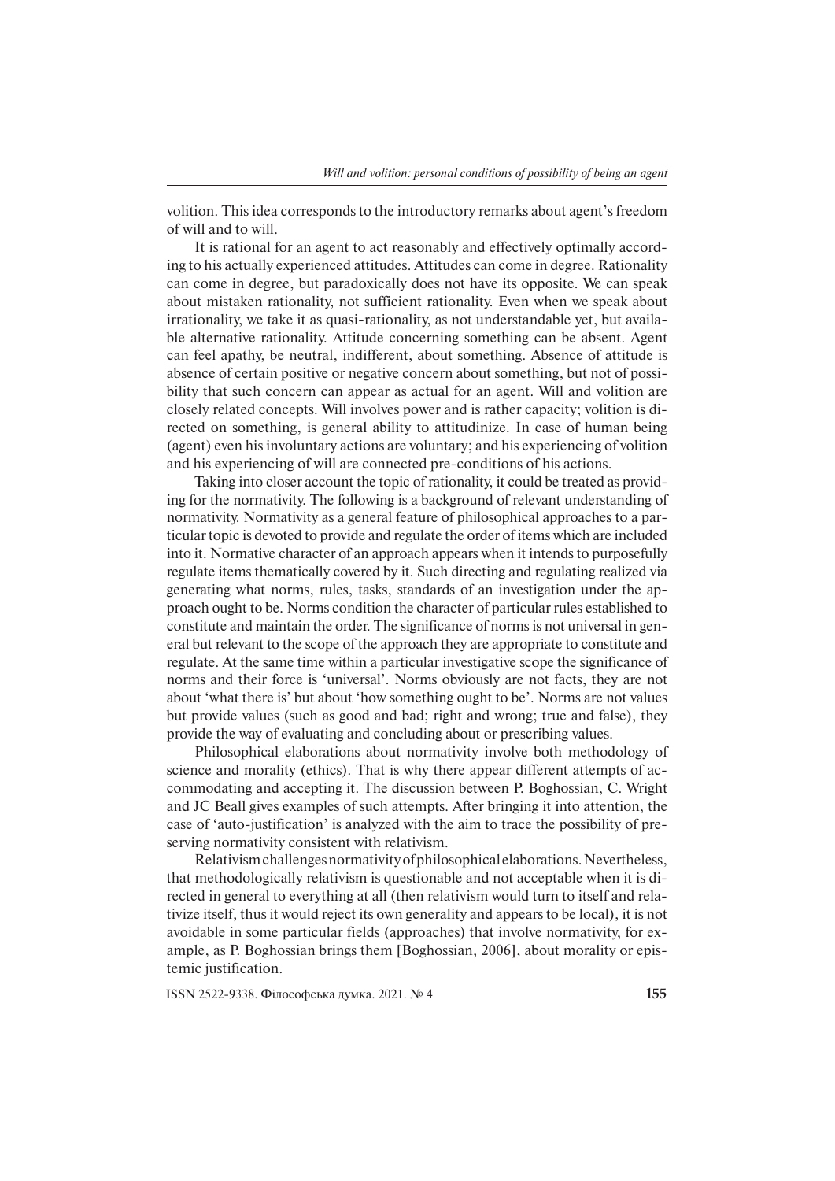volition. This idea corresponds to the introductory remarks about agent's freedom of will and to will.

It is rational for an agent to act reasonably and effectively optimally according to his actually experienced attitudes. Attitudes can come in degree. Rationality can come in degree, but paradoxically does not have its opposite. We can speak about mistaken rationality, not sufficient rationality. Even when we speak about irrationality, we take it as quasi-rationality, as not understandable yet, but available alternative rationality. Attitude concerning something can be absent. Agent can feel apathy, be neutral, indifferent, about something. Absence of attitude is absence of certain positive or negative concern about something, but not of possibility that such concern can appear as actual for an agent. Will and volition are closely related concepts. Will involves power and is rather capacity; volition is directed on something, is general ability to attitudinize. In case of human being (agent) even his involuntary actions are voluntary; and his experiencing of volition and his experiencing of will are connected pre-conditions of his actions.

Taking into closer account the topic of rationality, it could be treated as providing for the normativity. The following is a background of relevant understanding of normativity. Normativity as a general feature of philosophical approaches to a particular topic is devoted to provide and regulate the order of items which are included into it. Normative character of an approach appears when it intends to purposefully regulate items thematically covered by it. Such directing and regulating realized via generating what norms, rules, tasks, standards of an investigation under the approach ought to be. Norms condition the character of particular rules established to constitute and maintain the order. The significance of norms is not universal in general but relevant to the scope of the approach they are appropriate to constitute and regulate. At the same time within a particular investigative scope the significance of norms and their force is 'universal'. Norms obviously are not facts, they are not about 'what there is' but about 'how something ought to be'. Norms are not values but provide values (such as good and bad; right and wrong; true and false), they provide the way of evaluating and concluding about or prescribing values.

Philosophical elaborations about normativity involve both methodology of science and morality (ethics). That is why there appear different attempts of accommodating and accepting it. The discussion between P. Boghossian, C. Wright and JC Beall gives examples of such attempts. After bringing it into attention, the case of 'auto-justification' is analyzed with the aim to trace the possibility of preserving normativity consistent with relativism.

Relativism challenges normativity of philosophical elaborations. Nevertheless, that methodologically relativism is questionable and not acceptable when it is directed in general to everything at all (then relativism would turn to itself and relativize itself, thus it would reject its own generality and appears to be local), it is not avoidable in some particular fields (approaches) that involve normativity, for example, as P. Boghossian brings them [Boghossian, 2006], about morality or epistemic justification.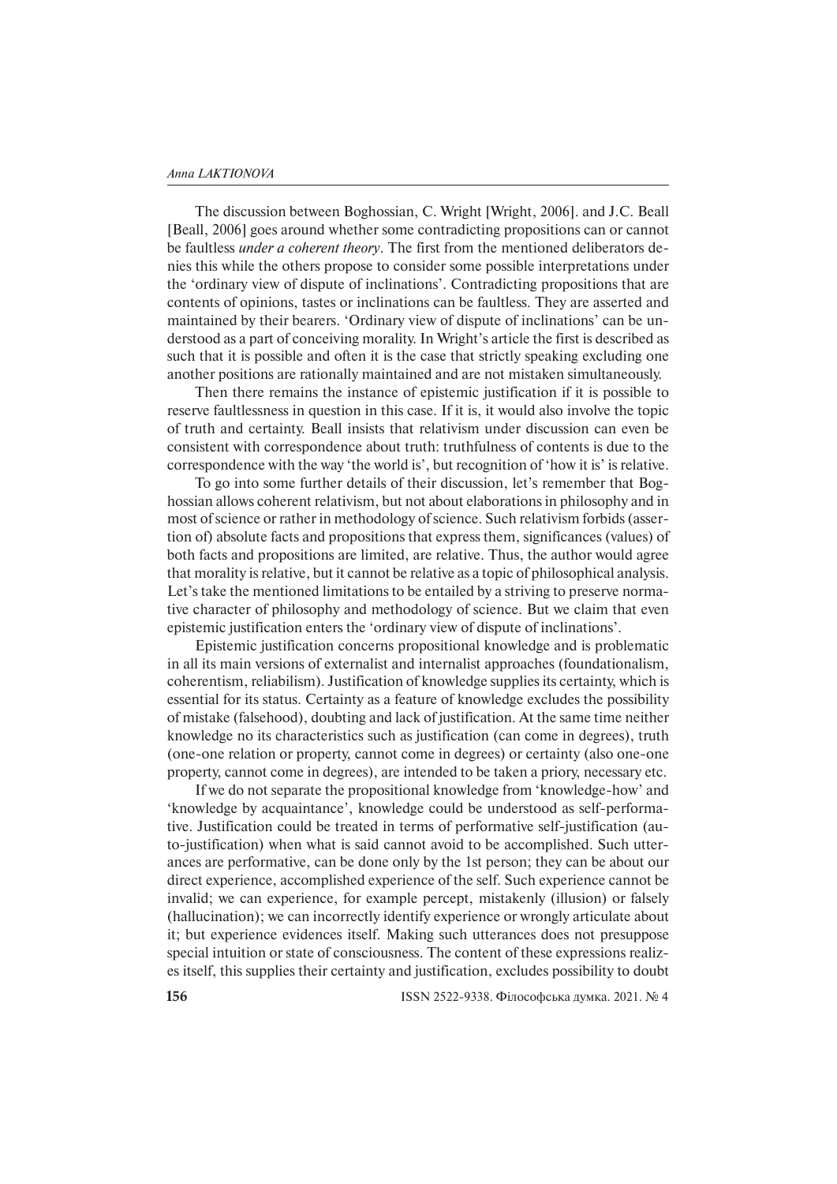The discussion between Boghossian, C. Wright [Wright, 2006]. and J.C. Beall [Beall, 2006] goes around whether some contradicting propositions can or cannot be faultless *under a coherent theory*. The first from the mentioned deliberators denies this while the others propose to consider some possible interpretations under the 'ordinary view of dispute of inclinations'. Contradicting propositions that are contents of opinions, tastes or inclinations can be faultless. They are asserted and maintained by their bearers. 'Ordinary view of dispute of inclinations' can be understood as a part of conceiving morality. In Wright's article the first is described as such that it is possible and often it is the case that strictly speaking excluding one another positions are rationally maintained and are not mistaken simultaneously.

Then there remains the instance of epistemic justification if it is possible to reserve faultlessness in question in this case. If it is, it would also involve the topic of truth and certainty. Beall insists that relativism under discussion can even be consistent with correspondence about truth: truthfulness of contents is due to the correspondence with the way 'the world is', but recognition of 'how it is' is relative.

To go into some further details of their discussion, let's remember that Boghossian allows coherent relativism, but not about elaborations in philosophy and in most of science or rather in methodology of science. Such relativism forbids (assertion of) absolute facts and propositions that express them, significances (values) of both facts and propositions are limited, are relative. Thus, the author would agree that morality is relative, but it cannot be relative as a topic of philosophical analysis. Let's take the mentioned limitations to be entailed by a striving to preserve normative character of philosophy and methodology of science. But we claim that even epistemic justification enters the 'ordinary view of dispute of inclinations'.

Epistemic justification concerns propositional knowledge and is problematic in all its main versions of externalist and internalist approaches (foundationalism, coherentism, reliabilism). Justification of knowledge supplies its certainty, which is essential for its status. Certainty as a feature of knowledge excludes the possibility of mistake (falsehood), doubting and lack of justification. At the same time neither knowledge no its characteristics such as justification (can come in degrees), truth (one-one relation or property, cannot come in degrees) or certainty (also one-one property, cannot come in degrees), are intended to be taken a priory, necessary etc.

If we do not separate the propositional knowledge from 'knowledge-how' and 'knowledge by acquaintance', knowledge could be understood as self-performative. Justification could be treated in terms of performative self-justification (auto-justification) when what is said cannot avoid to be accomplished. Such utterances are performative, can be done only by the 1st person; they can be about our direct experience, accomplished experience of the self. Such experience cannot be invalid; we can experience, for example percept, mistakenly (illusion) or falsely (hallucination); we can incorrectly identify experience or wrongly articulate about it; but experience evidences itself. Making such utterances does not presuppose special intuition or state of consciousness. The content of these expressions realizes itself, this supplies their certainty and justification, excludes possibility to doubt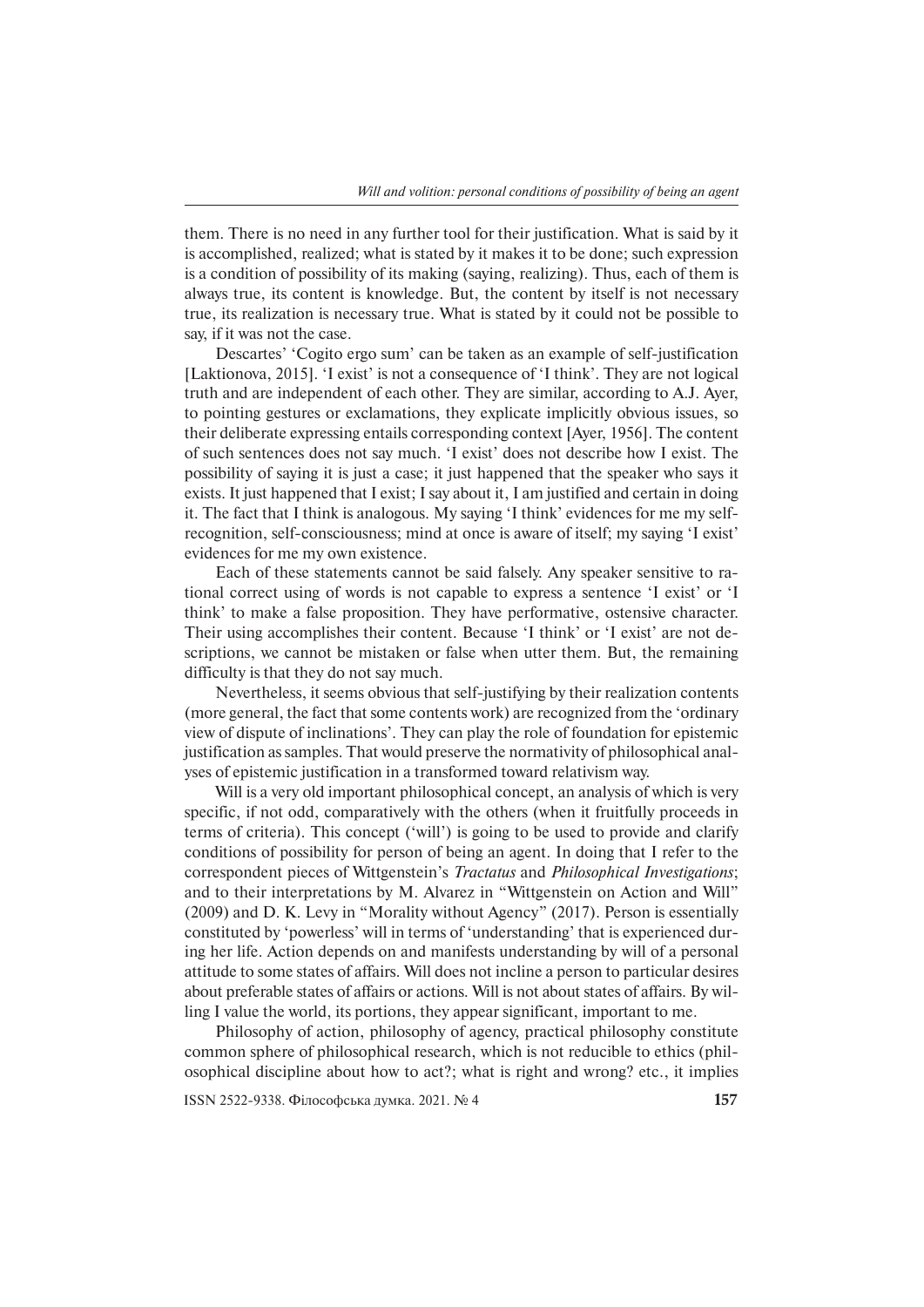them. There is no need in any further tool for their justification. What is said by it is accomplished, realized; what is stated by it makes it to be done; such expression is a condition of possibility of its making (saying, realizing). Thus, each of them is always true, its content is knowledge. But, the content by itself is not necessary true, its realization is necessary true. What is stated by it could not be possible to say, if it was not the case.

Descartes' 'Cogito ergo sum' can be taken as an example of self-justification [Laktionova, 2015]. 'I exist' is not a consequence of 'I think'. They are not logical truth and are independent of each other. They are similar, according to A.J. Ayer, to pointing gestures or exclamations, they explicate implicitly obvious issues, so their deliberate expressing entails corresponding context [Ayer, 1956]. The content of such sentences does not say much. 'I exist' does not describe how I exist. The possibility of saying it is just a case; it just happened that the speaker who says it exists. It just happened that I exist; I say about it, I am justified and certain in doing it. The fact that I think is analogous. My saying 'I think' evidences for me my self-recognition, self-consciousness; mind at once is aware of itself; my saying 'I exist' evidences for me my own existence.

Each of these statements cannot be said falsely. Any speaker sensitive to rational correct using of words is not capable to express a sentence 'I exist' or 'I think' to make a false proposition. They have performative, ostensive character. Their using accomplishes their content. Because 'I think' or 'I exist' are not descriptions, we cannot be mistaken or false when utter them. But, the remaining difficulty is that they do not say much.

Nevertheless, it seems obvious that self-justifying by their realization contents (more general, the fact that some contents work) are recognized from the 'ordinary view of dispute of inclinations'. They can play the role of foundation for epistemic justification as samples. That would preserve the normativity of philosophical analyses of epistemic justification in a transformed toward relativism way.

Will is a very old important philosophical concept, an analysis of which is very specific, if not odd, comparatively with the others (when it fruitfully proceeds in terms of criteria). This concept ('will') is going to be used to provide and clarify conditions of possibility for person of being an agent. In doing that I refer to the correspondent pieces of Wittgenstein's *Tractatus* and *Philosophical Investigations*; and to their interpretations by M. Alvarez in "Wittgenstein on Action and Will" (2009) and D. K. Levy in "Morality without Agency" (2017). Person is essentially constituted by 'powerless' will in terms of 'understanding' that is experienced during her life. Action depends on and manifests understanding by will of a personal attitude to some states of affairs. Will does not incline a person to particular desires about preferable states of affairs or actions. Will is not about states of affairs. By willing I value the world, its portions, they appear significant, important to me.

Philosophy of action, philosophy of agency, practical philosophy constitute common sphere of philosophical research, which is not reducible to ethics (philosophical discipline about how to act?; what is right and wrong? etc., it implies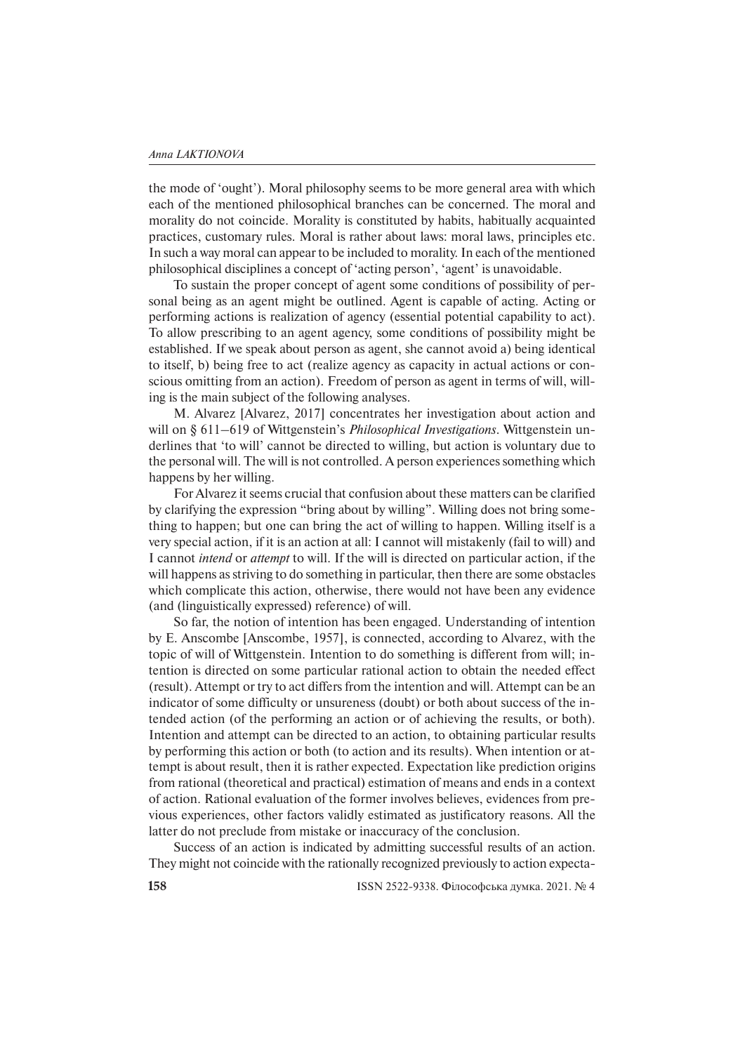the mode of 'ought'). Moral philosophy seems to be more general area with which each of the mentioned philosophical branches can be concerned. The moral and morality do not coincide. Morality is constituted by habits, habitually acquainted practices, customary rules. Moral is rather about laws: moral laws, principles etc. In such a way moral can appear to be included to morality. In each of the mentioned philosophical disciplines a concept of 'acting person', 'agent' is unavoidable.

To sustain the proper concept of agent some conditions of possibility of personal being as an agent might be outlined. Agent is capable of acting. Acting or performing actions is realization of agency (essential potential capability to act). To allow prescribing to an agent agency, some conditions of possibility might be established. If we speak about person as agent, she cannot avoid a) being identical to itself, b) being free to act (realize agency as capacity in actual actions or conscious omitting from an action). Freedom of person as agent in terms of will, willing is the main subject of the following analyses.

M. Alvarez [Alvarez, 2017] concentrates her investigation about action and will on § 611–619 of Wittgenstein's *Philosophical Investigations*. Wittgenstein underlines that 'to will' cannot be directed to willing, but action is voluntary due to the personal will. The will is not controlled. A person experiences something which happens by her willing.

For Alvarez it seems crucial that confusion about these matters can be clarified by clarifying the expression "bring about by willing". Willing does not bring something to happen; but one can bring the act of willing to happen. Willing itself is a very special action, if it is an action at all: I cannot will mistakenly (fail to will) and I cannot *intend* or *attempt* to will. If the will is directed on particular action, if the will happens as striving to do something in particular, then there are some obstacles which complicate this action, otherwise, there would not have been any evidence (and (linguistically expressed) reference) of will.

So far, the notion of intention has been engaged. Understanding of intention by E. Anscombe [Anscombe, 1957], is connected, according to Alvarez, with the topic of will of Wittgenstein. Intention to do something is different from will; intention is directed on some particular rational action to obtain the needed effect (result). Attempt or try to act differs from the intention and will. Attempt can be an indicator of some difficulty or unsureness (doubt) or both about success of the intended action (of the performing an action or of achieving the results, or both). Intention and attempt can be directed to an action, to obtaining particular results by performing this action or both (to action and its results). When intention or attempt is about result, then it is rather expected. Expectation like prediction origins from rational (theoretical and practical) estimation of means and ends in a context of action. Rational evaluation of the former involves believes, evidences from previous experiences, other factors validly estimated as justificatory reasons. All the latter do not preclude from mistake or inaccuracy of the conclusion.

Success of an action is indicated by admitting successful results of an action. They might not coincide with the rationally recognized previously to action expecta-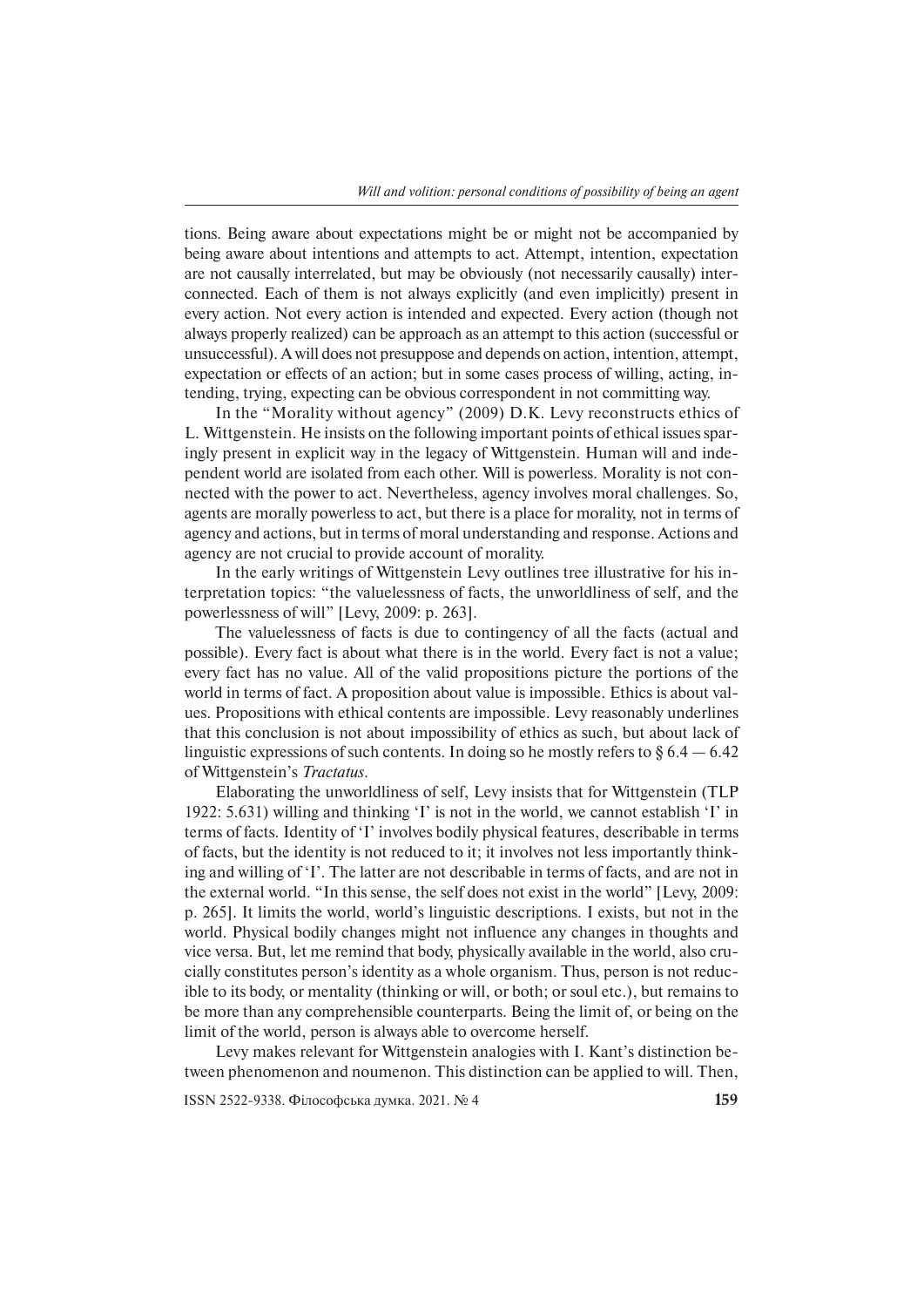tions. Being aware about expectations might be or might not be accompanied by being aware about intentions and attempts to act. Attempt, intention, expectation are not causally interrelated, but may be obviously (not necessarily causally) interconnected. Each of them is not always explicitly (and even implicitly) present in every action. Not every action is intended and expected. Every action (though not always properly realized) can be approach as an attempt to this action (successful or unsuccessful). A will does not presuppose and depends on action, intention, attempt, expectation or effects of an action; but in some cases process of willing, acting, intending, trying, expecting can be obvious correspondent in not committing way.

In the "Morality without agency" (2009) D.K. Levy reconstructs ethics of L. Wittgenstein. He insists on the following important points of ethical issues sparingly present in explicit way in the legacy of Wittgenstein. Human will and independent world are isolated from each other. Will is powerless. Morality is not connected with the power to act. Nevertheless, agency involves moral challenges. So, agents are morally powerless to act, but there is a place for morality, not in terms of agency and actions, but in terms of moral understanding and response. Actions and agency are not crucial to provide account of morality.

In the early writings of Wittgenstein Levy outlines tree illustrative for his interpretation topics: "the valuelessness of facts, the unworldliness of self, and the powerlessness of will" [Levy, 2009: p. 263].

The valuelessness of facts is due to contingency of all the facts (actual and possible). Every fact is about what there is in the world. Every fact is not a value; every fact has no value. All of the valid propositions picture the portions of the world in terms of fact. A proposition about value is impossible. Ethics is about values. Propositions with ethical contents are impossible. Levy reasonably underlines that this conclusion is not about impossibility of ethics as such, but about lack of linguistic expressions of such contents. In doing so he mostly refers to § 6.4 — 6.42 of Wittgenstein's *Tractatus*.

Elaborating the unworldliness of self, Levy insists that for Wittgenstein (TLP 1922: 5.631) willing and thinking 'I' is not in the world, we cannot establish 'I' in terms of facts. Identity of 'I' involves bodily physical features, describable in terms of facts, but the identity is not reduced to it; it involves not less importantly thinking and willing of 'I'. The latter are not describable in terms of facts, and are not in the external world. "In this sense, the self does not exist in the world" [Levy, 2009: p. 265]. It limits the world, world's linguistic descriptions. I exists, but not in the world. Physical bodily changes might not influence any changes in thoughts and vice versa. But, let me remind that body, physically available in the world, also crucially constitutes person's identity as a whole organism. Thus, person is not reducible to its body, or mentality (thinking or will, or both; or soul etc.), but remains to be more than any comprehensible counterparts. Being the limit of, or being on the limit of the world, person is always able to overcome herself.

Levy makes relevant for Wittgenstein analogies with I. Kant's distinction between phenomenon and noumenon. This distinction can be applied to will. Then,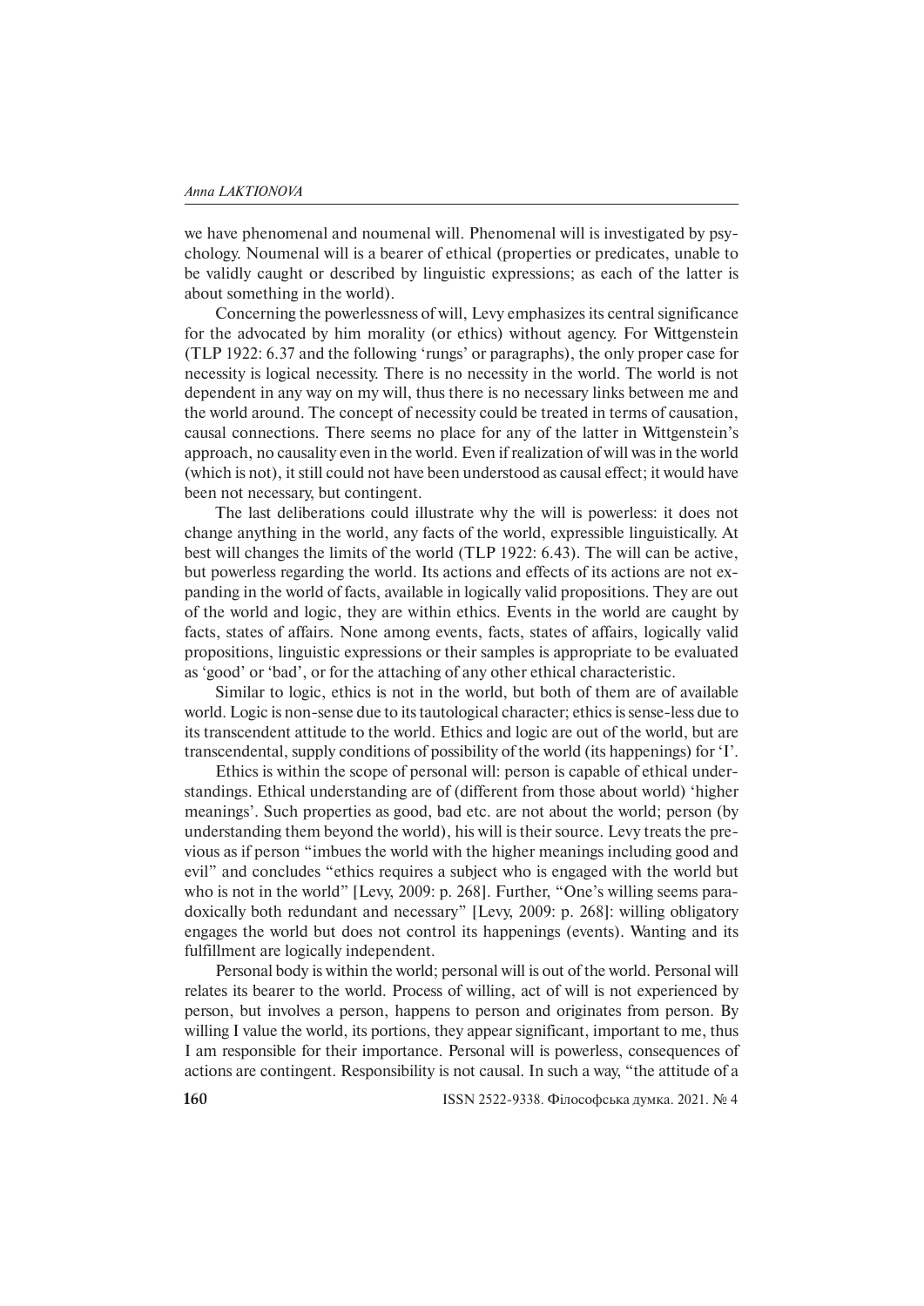we have phenomenal and noumenal will. Phenomenal will is investigated by psychology. Noumenal will is a bearer of ethical (properties or predicates, unable to be validly caught or described by linguistic expressions; as each of the latter is about something in the world).

Concerning the powerlessness of will, Levy emphasizes its central significance for the advocated by him morality (or ethics) without agency. For Wittgenstein (TLP 1922: 6.37 and the following 'rungs' or paragraphs), the only proper case for necessity is logical necessity. There is no necessity in the world. The world is not dependent in any way on my will, thus there is no necessary links between me and the world around. The concept of necessity could be treated in terms of causation, causal connections. There seems no place for any of the latter in Wittgenstein's approach, no causality even in the world. Even if realization of will was in the world (which is not), it still could not have been understood as causal effect; it would have been not necessary, but contingent.

The last deliberations could illustrate why the will is powerless: it does not change anything in the world, any facts of the world, expressible linguistically. At best will changes the limits of the world (TLP 1922: 6.43). The will can be active, but powerless regarding the world. Its actions and effects of its actions are not expanding in the world of facts, available in logically valid propositions. They are out of the world and logic, they are within ethics. Events in the world are caught by facts, states of affairs. None among events, facts, states of affairs, logically valid propositions, linguistic expressions or their samples is appropriate to be evaluated as 'good' or 'bad', or for the attaching of any other ethical characteristic.

Similar to logic, ethics is not in the world, but both of them are of available world. Logic is non-sense due to its tautological character; ethics is sense-less due to its transcendent attitude to the world. Ethics and logic are out of the world, but are transcendental, supply conditions of possibility of the world (its happenings) for 'I'.

Ethics is within the scope of personal will: person is capable of ethical understandings. Ethical understanding are of (different from those about world) 'higher meanings'. Such properties as good, bad etc. are not about the world; person (by understanding them beyond the world), his will is their source. Levy treats the previous as if person "imbues the world with the higher meanings including good and evil" and concludes "ethics requires a subject who is engaged with the world but who is not in the world" [Levy, 2009: p. 268]. Further, "One's willing seems paradoxically both redundant and necessary" [Levy, 2009: p. 268]: willing obligatory engages the world but does not control its happenings (events). Wanting and its fulfillment are logically independent.

Personal body is within the world; personal will is out of the world. Personal will relates its bearer to the world. Process of willing, act of will is not experienced by person, but involves a person, happens to person and originates from person. By willing I value the world, its portions, they appear significant, important to me, thus I am responsible for their importance. Personal will is powerless, consequences of actions are contingent. Responsibility is not causal. In such a way, "the attitude of a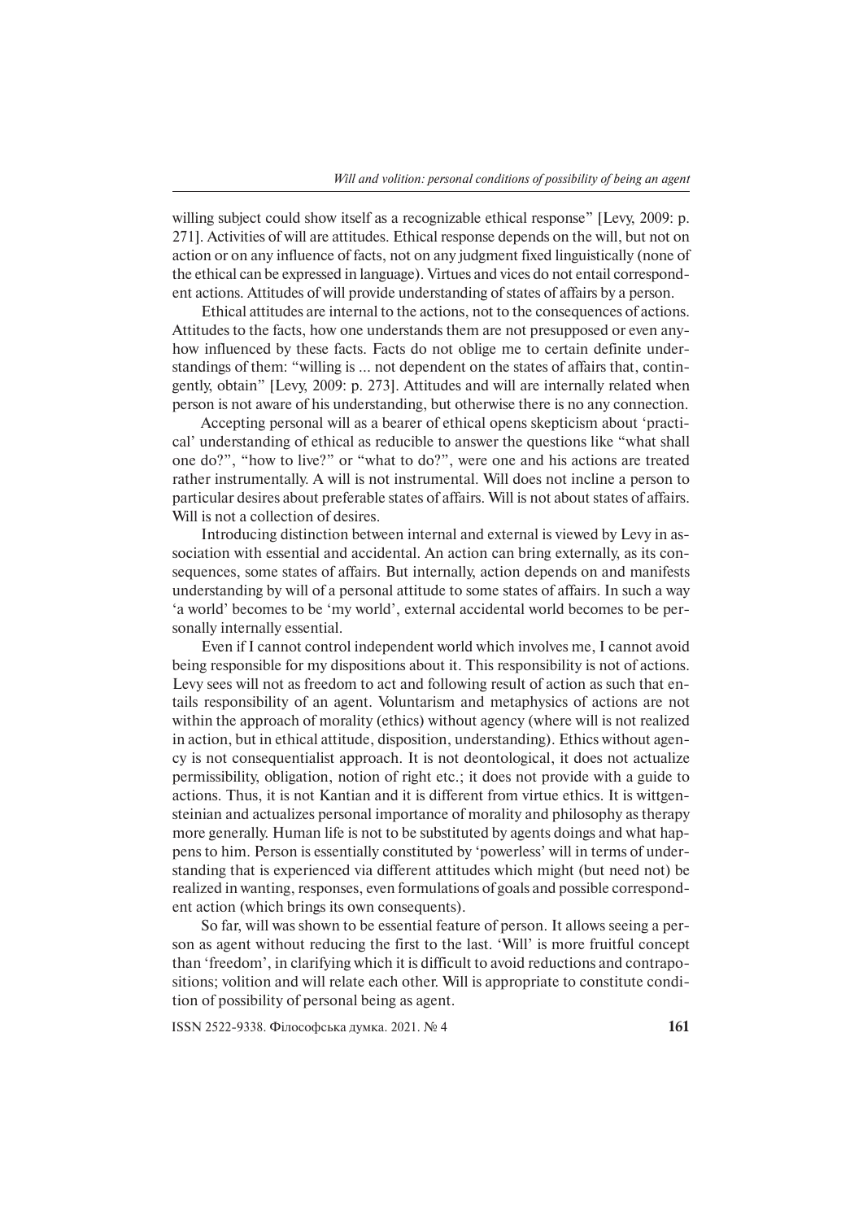willing subject could show itself as a recognizable ethical response" [Levy, 2009: p. 271]. Activities of will are attitudes. Ethical response depends on the will, but not on action or on any influence of facts, not on any judgment fixed linguistically (none of the ethical can be expressed in language). Virtues and vices do not entail correspondent actions. Attitudes of will provide understanding of states of affairs by a person.

Ethical attitudes are internal to the actions, not to the consequences of actions. Attitudes to the facts, how one understands them are not presupposed or even anyhow influenced by these facts. Facts do not oblige me to certain definite understandings of them: "willing is ... not dependent on the states of affairs that, contingently, obtain" [Levy, 2009: p. 273]. Attitudes and will are internally related when person is not aware of his understanding, but otherwise there is no any connection.

Accepting personal will as a bearer of ethical opens skepticism about 'practical' understanding of ethical as reducible to answer the questions like "what shall one do?", "how to live?" or "what to do?", were one and his actions are treated rather instrumentally. A will is not instrumental. Will does not incline a person to particular desires about preferable states of affairs. Will is not about states of affairs. Will is not a collection of desires.

Introducing distinction between internal and external is viewed by Levy in association with essential and accidental. An action can bring externally, as its consequences, some states of affairs. But internally, action depends on and manifests understanding by will of a personal attitude to some states of affairs. In such a way 'a world' becomes to be 'my world', external accidental world becomes to be personally internally essential.

Even if I cannot control independent world which involves me, I cannot avoid being responsible for my dispositions about it. This responsibility is not of actions. Levy sees will not as freedom to act and following result of action as such that entails responsibility of an agent. Voluntarism and metaphysics of actions are not within the approach of morality (ethics) without agency (where will is not realized in action, but in ethical attitude, disposition, understanding). Ethics without agency is not consequentialist approach. It is not deontological, it does not actualize permissibility, obligation, notion of right etc.; it does not provide with a guide to actions. Thus, it is not Kantian and it is different from virtue ethics. It is wittgensteinian and actualizes personal importance of morality and philosophy as therapy more generally. Human life is not to be substituted by agents doings and what happens to him. Person is essentially constituted by 'powerless' will in terms of understanding that is experienced via different attitudes which might (but need not) be realized in wanting, responses, even formulations of goals and possible correspondent action (which brings its own consequents).

So far, will was shown to be essential feature of person. It allows seeing a person as agent without reducing the first to the last. 'Will' is more fruitful concept than 'freedom', in clarifying which it is difficult to avoid reductions and contrapositions; volition and will relate each other. Will is appropriate to constitute condition of possibility of personal being as agent.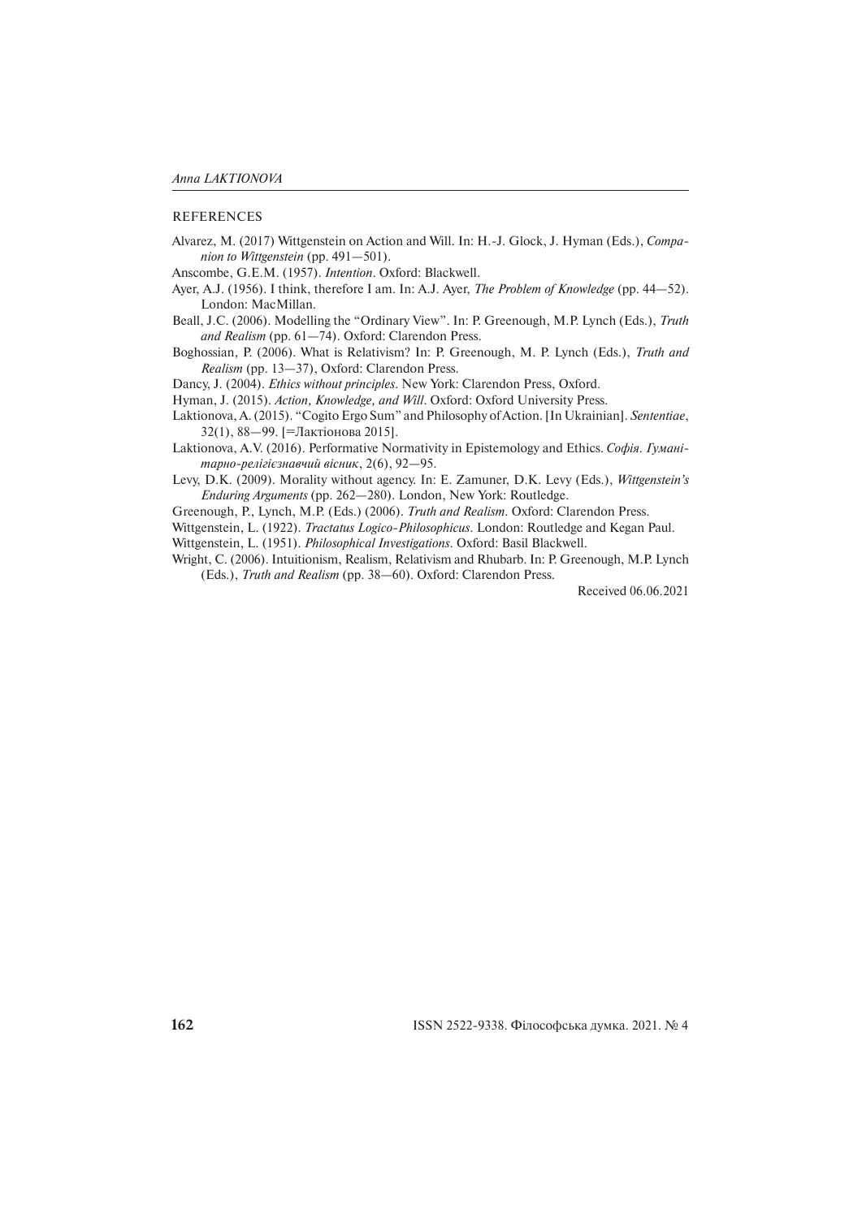## REFERENCES

Alvarez, M. (2017) Wittgenstein on Action and Will. In: H.-J. Glock, J. Hyman (Eds.), *Companion to Wittgenstein* (pp. 491—501).

Anscombe, G.E.M. (1957). *Intention*. Oxford: Blackwell.

Ayer, A.J. (1956). I think, therefore I am. In: A.J. Ayer, *The Problem of Knowledge* (pp. 44—52). London: MacMillan.

Beall, J.C. (2006). Modelling the "Ordinary View". In: P. Greenough, M.P. Lynch (Eds.), *Truth and Realism* (pp. 61—74). Oxford: Clarendon Press.

Boghossian, P. (2006). What is Relativism? In: P. Greenough, M. P. Lynch (Eds.), *Truth and Realism* (pp. 13—37), Oxford: Clarendon Press.

Dancy, J. (2004). *Ethics without principles*. New York: Clarendon Press, Oxford.

Hyman, J. (2015). *Action, Knowledge, and Will*. Oxford: Oxford University Press.

Laktionova, A. (2015). "Cogito Ergo Sum" and Philosophy of Action. [In Ukrainian]. *Sententiae*, 32(1), 88—99. [=Лактіонова 2015].

Laktionova, A.V. (2016). Performative Normativity in Epistemology and Ethics. *Софія. Гуманітарно-релігієзнавчий вісник*, 2(6), 92—95.

Levy, D.K. (2009). Morality without agency. In: E. Zamuner, D.K. Levy (Eds.), *Wittgenstein's Enduring Arguments* (pp. 262—280). London, New York: Routledge.

Greenough, P., Lynch, M.P. (Eds.) (2006). *Truth and Realism*. Oxford: Clarendon Press.

Wittgenstein, L. (1922). *Tractatus Logico-Philosophicus*. London: Routledge and Kegan Paul.

Wittgenstein, L. (1951). *Philosophical Investigations*. Oxford: Basil Blackwell.

Wright, C. (2006). Intuitionism, Realism, Relativism and Rhubarb. In: P. Greenough, M.P. Lynch (Eds.), *Truth and Realism* (pp. 38—60). Oxford: Clarendon Press.

Received 06.06.2021